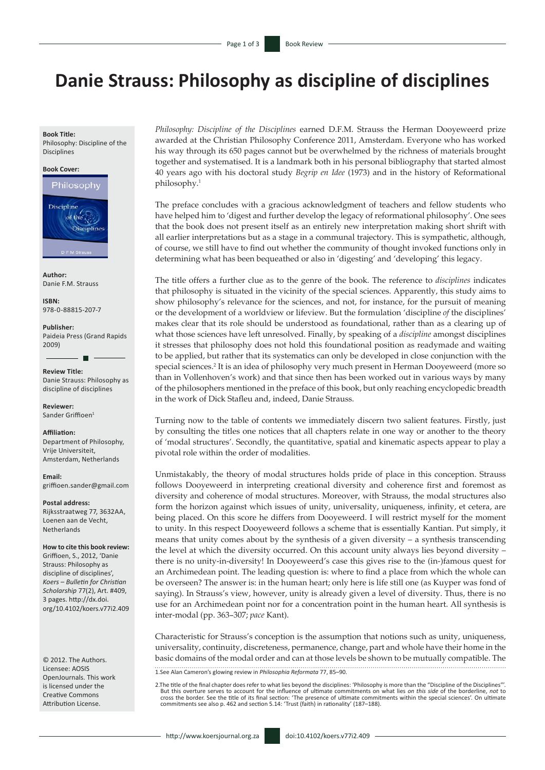# Danie Strauss: Philosophy as discipline of disciplines

**Book Title:**
Philosophy: Discipline of the Disciplines

**Book Cover:**

**Author:**
Danie F.M. Strauss

**ISBN:**
978-0-88815-207-7

**Publisher:**
Paideia Press (Grand Rapids 2009)

**Review Title:**
Danie Strauss: Philosophy as discipline of disciplines

**Reviewer:**
Sander Griffioen[1]

**Affiliation:**
Department of Philosophy, Vrije Universiteit, Amsterdam, Netherlands

**Email:**
griffioen.sander@gmail.com

**Postal address:**
Rijksstraatweg 77, 3632AA, Loenen aan de Vecht, Netherlands

**How to cite this book review:**
Griffioen, S., 2012, 'Danie Strauss: Philosophy as discipline of disciplines', *Koers – Bulletin for Christian Scholarship* 77(2), Art. #409, 3 pages. http://dx.doi.org/10.4102/koers.v77i2.409

© 2012. The Authors. Licensee: AOSIS OpenJournals. This work is licensed under the Creative Commons Attribution License.

*Philosophy: Discipline of the Disciplines* earned D.F.M. Strauss the Herman Dooyeweerd prize awarded at the Christian Philosophy Conference 2011, Amsterdam. Everyone who has worked his way through its 650 pages cannot but be overwhelmed by the richness of materials brought together and systematised. It is a landmark both in his personal bibliography that started almost 40 years ago with his doctoral study *Begrip en Idee* (1973) and in the history of Reformational philosophy.[1]

The preface concludes with a gracious acknowledgment of teachers and fellow students who have helped him to 'digest and further develop the legacy of reformational philosophy'. One sees that the book does not present itself as an entirely new interpretation making short shrift with all earlier interpretations but as a stage in a communal trajectory. This is sympathetic, although, of course, we still have to find out whether the community of thought invoked functions only in determining what has been bequeathed or also in 'digesting' and 'developing' this legacy.

The title offers a further clue as to the genre of the book. The reference to *disciplines* indicates that philosophy is situated in the vicinity of the special sciences. Apparently, this study aims to show philosophy's relevance for the sciences, and not, for instance, for the pursuit of meaning or the development of a worldview or lifeview. But the formulation 'discipline *of* the disciplines' makes clear that its role should be understood as foundational, rather than as a clearing up of what those sciences have left unresolved. Finally, by speaking of a *discipline* amongst disciplines it stresses that philosophy does not hold this foundational position as readymade and waiting to be applied, but rather that its systematics can only be developed in close conjunction with the special sciences.[2] It is an idea of philosophy very much present in Herman Dooyeweerd (more so than in Vollenhoven's work) and that since then has been worked out in various ways by many of the philosophers mentioned in the preface of this book, but only reaching encyclopedic breadth in the work of Dick Stafleu and, indeed, Danie Strauss.

Turning now to the table of contents we immediately discern two salient features. Firstly, just by consulting the titles one notices that all chapters relate in one way or another to the theory of 'modal structures'. Secondly, the quantitative, spatial and kinematic aspects appear to play a pivotal role within the order of modalities.

Unmistakably, the theory of modal structures holds pride of place in this conception. Strauss follows Dooyeweerd in interpreting creational diversity and coherence first and foremost as diversity and coherence of modal structures. Moreover, with Strauss, the modal structures also form the horizon against which issues of unity, universality, uniqueness, infinity, et cetera, are being placed. On this score he differs from Dooyeweerd. I will restrict myself for the moment to unity. In this respect Dooyeweerd follows a scheme that is essentially Kantian. Put simply, it means that unity comes about by the synthesis of a given diversity – a synthesis transcending the level at which the diversity occurred. On this account unity always lies beyond diversity – there is no unity-in-diversity! In Dooyeweerd's case this gives rise to the (in-)famous quest for an Archimedean point. The leading question is: where to find a place from which the whole can be overseen? The answer is: in the human heart; only here is life still one (as Kuyper was fond of saying). In Strauss's view, however, unity is already given a level of diversity. Thus, there is no use for an Archimedean point nor for a concentration point in the human heart. All synthesis is inter-modal (pp. 363–307; *pace* Kant).

Characteristic for Strauss's conception is the assumption that notions such as unity, uniqueness, universality, continuity, discreteness, permanence, change, part and whole have their home in the basic domains of the modal order and can at those levels be shown to be mutually compatible. The

---

1.See Alan Cameron's glowing review in *Philosophia Reformata* 77, 85–90.

2.The title of the final chapter does refer to what lies beyond the disciplines: 'Philosophy is more than the "Discipline of the Disciplines"'. But this overture serves to account for the influence of ultimate commitments on what lies *on this side* of the borderline, *not* to cross the border. See the title of its final section: 'The presence of ultimate commitments within the special sciences'. On ultimate commitments see also p. 462 and section 5.14: 'Trust (faith) in rationality' (187–188).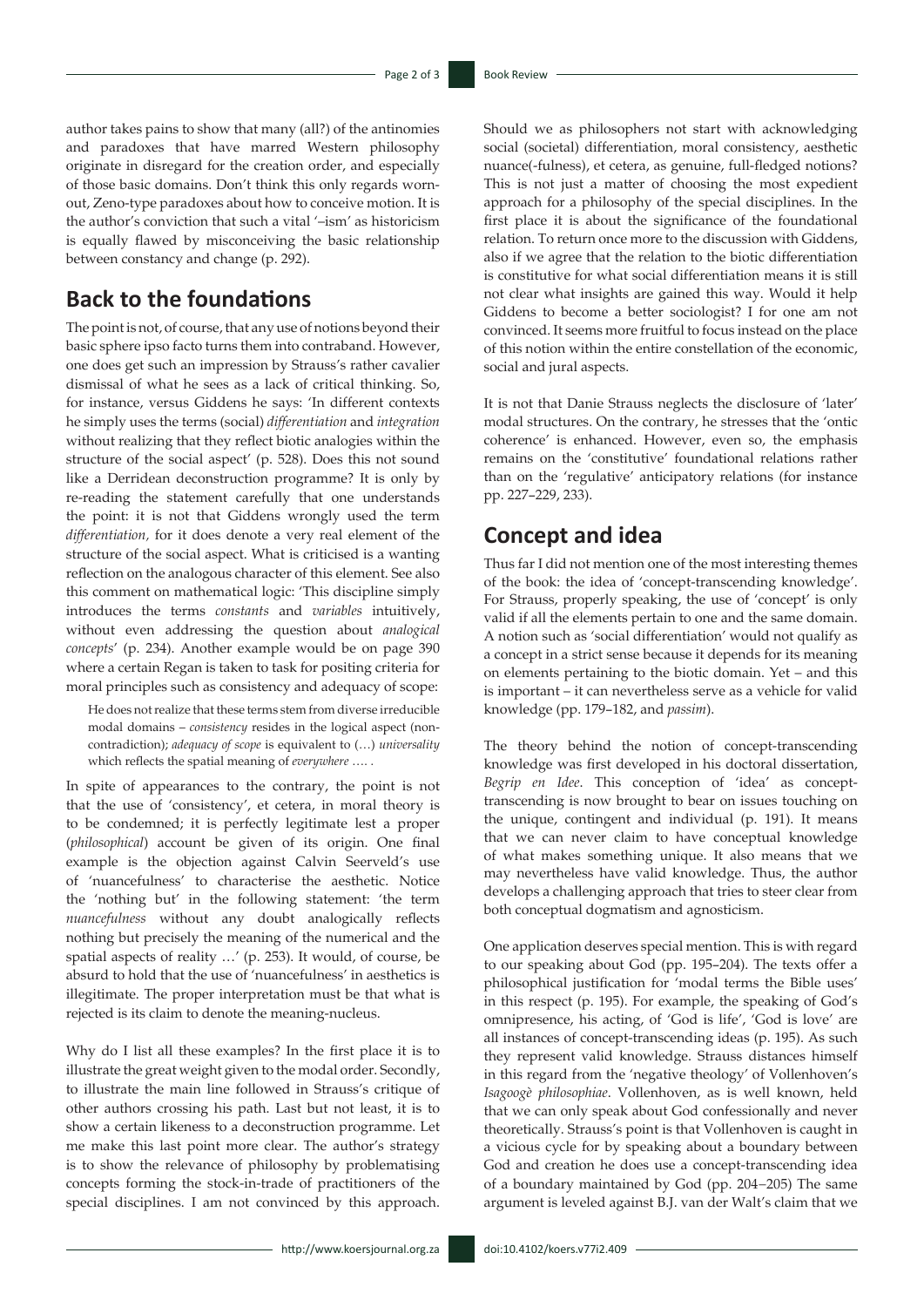author takes pains to show that many (all?) of the antinomies and paradoxes that have marred Western philosophy originate in disregard for the creation order, and especially of those basic domains. Don't think this only regards worn-out, Zeno-type paradoxes about how to conceive motion. It is the author's conviction that such a vital '–ism' as historicism is equally flawed by misconceiving the basic relationship between constancy and change (p. 292).

## Back to the foundations

The point is not, of course, that any use of notions beyond their basic sphere ipso facto turns them into contraband. However, one does get such an impression by Strauss's rather cavalier dismissal of what he sees as a lack of critical thinking. So, for instance, versus Giddens he says: 'In different contexts he simply uses the terms (social) *differentiation* and *integration* without realizing that they reflect biotic analogies within the structure of the social aspect' (p. 528). Does this not sound like a Derridean deconstruction programme? It is only by re-reading the statement carefully that one understands the point: it is not that Giddens wrongly used the term *differentiation,* for it does denote a very real element of the structure of the social aspect. What is criticised is a wanting reflection on the analogous character of this element. See also this comment on mathematical logic: 'This discipline simply introduces the terms *constants* and *variables* intuitively, without even addressing the question about *analogical concepts*' (p. 234). Another example would be on page 390 where a certain Regan is taken to task for positing criteria for moral principles such as consistency and adequacy of scope:

> He does not realize that these terms stem from diverse irreducible modal domains – *consistency* resides in the logical aspect (non-contradiction); *adequacy of scope* is equivalent to (…) *universality* which reflects the spatial meaning of *everywhere …. .*

In spite of appearances to the contrary, the point is not that the use of 'consistency', et cetera, in moral theory is to be condemned; it is perfectly legitimate lest a proper (*philosophical*) account be given of its origin. One final example is the objection against Calvin Seerveld's use of 'nuancefulness' to characterise the aesthetic. Notice the 'nothing but' in the following statement: 'the term *nuancefulness* without any doubt analogically reflects nothing but precisely the meaning of the numerical and the spatial aspects of reality …' (p. 253). It would, of course, be absurd to hold that the use of 'nuancefulness' in aesthetics is illegitimate. The proper interpretation must be that what is rejected is its claim to denote the meaning-nucleus.

Why do I list all these examples? In the first place it is to illustrate the great weight given to the modal order. Secondly, to illustrate the main line followed in Strauss's critique of other authors crossing his path. Last but not least, it is to show a certain likeness to a deconstruction programme. Let me make this last point more clear. The author's strategy is to show the relevance of philosophy by problematising concepts forming the stock-in-trade of practitioners of the special disciplines. I am not convinced by this approach. Should we as philosophers not start with acknowledging social (societal) differentiation, moral consistency, aesthetic nuance(-fulness), et cetera, as genuine, full-fledged notions? This is not just a matter of choosing the most expedient approach for a philosophy of the special disciplines. In the first place it is about the significance of the foundational relation. To return once more to the discussion with Giddens, also if we agree that the relation to the biotic differentiation is constitutive for what social differentiation means it is still not clear what insights are gained this way. Would it help Giddens to become a better sociologist? I for one am not convinced. It seems more fruitful to focus instead on the place of this notion within the entire constellation of the economic, social and jural aspects.

It is not that Danie Strauss neglects the disclosure of 'later' modal structures. On the contrary, he stresses that the 'ontic coherence' is enhanced. However, even so, the emphasis remains on the 'constitutive' foundational relations rather than on the 'regulative' anticipatory relations (for instance pp. 227–229, 233).

## Concept and idea

Thus far I did not mention one of the most interesting themes of the book: the idea of 'concept-transcending knowledge'. For Strauss, properly speaking, the use of 'concept' is only valid if all the elements pertain to one and the same domain. A notion such as 'social differentiation' would not qualify as a concept in a strict sense because it depends for its meaning on elements pertaining to the biotic domain. Yet – and this is important – it can nevertheless serve as a vehicle for valid knowledge (pp. 179–182, and *passim*).

The theory behind the notion of concept-transcending knowledge was first developed in his doctoral dissertation, *Begrip en Idee*. This conception of 'idea' as concept-transcending is now brought to bear on issues touching on the unique, contingent and individual (p. 191). It means that we can never claim to have conceptual knowledge of what makes something unique. It also means that we may nevertheless have valid knowledge. Thus, the author develops a challenging approach that tries to steer clear from both conceptual dogmatism and agnosticism.

One application deserves special mention. This is with regard to our speaking about God (pp. 195–204). The texts offer a philosophical justification for 'modal terms the Bible uses' in this respect (p. 195). For example, the speaking of God's omnipresence, his acting, of 'God is life', 'God is love' are all instances of concept-transcending ideas (p. 195). As such they represent valid knowledge. Strauss distances himself in this regard from the 'negative theology' of Vollenhoven's *Isagoogè philosophiae*. Vollenhoven, as is well known, held that we can only speak about God confessionally and never theoretically. Strauss's point is that Vollenhoven is caught in a vicious cycle for by speaking about a boundary between God and creation he does use a concept-transcending idea of a boundary maintained by God (pp. 204–205) The same argument is leveled against B.J. van der Walt's claim that we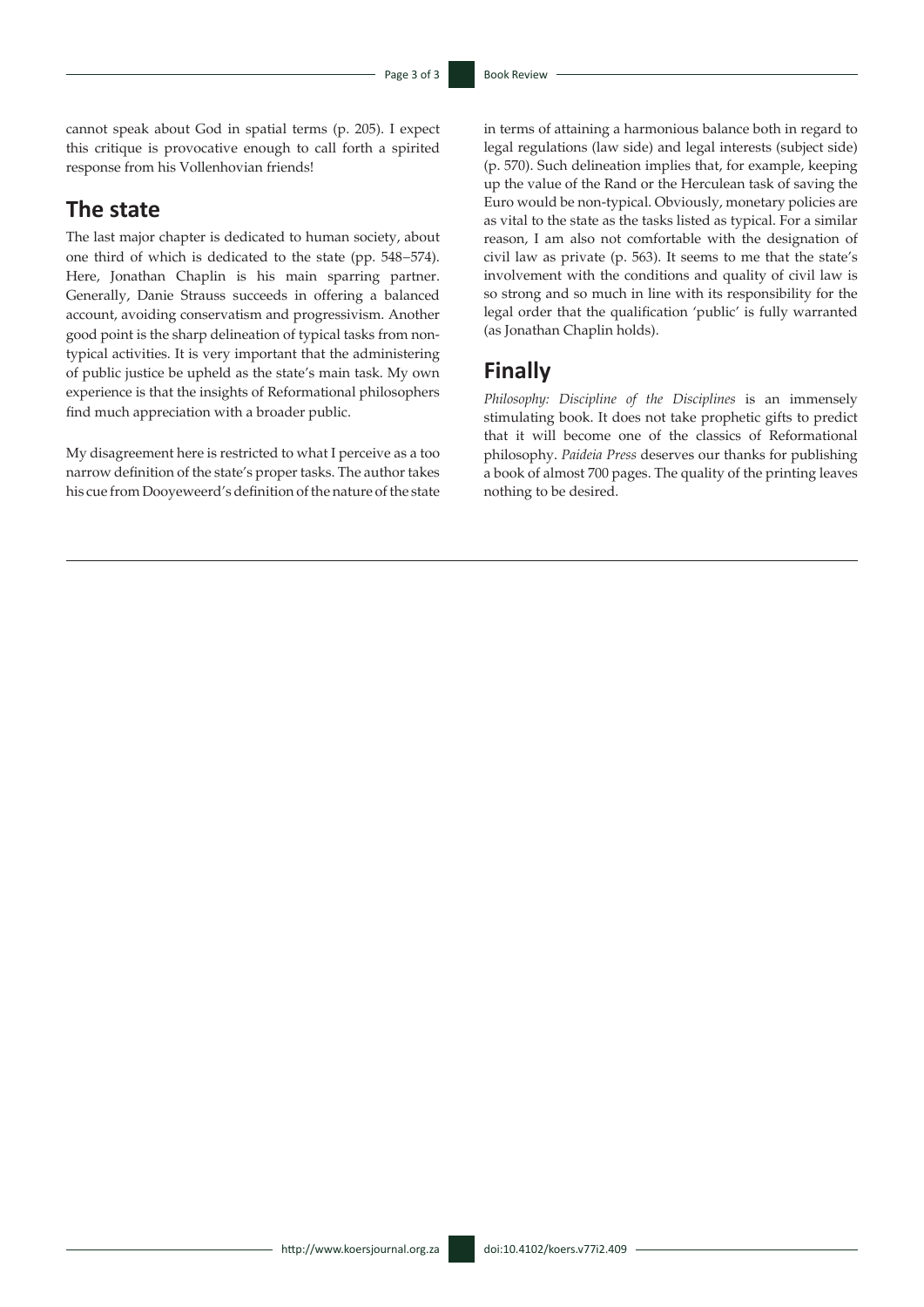cannot speak about God in spatial terms (p. 205). I expect this critique is provocative enough to call forth a spirited response from his Vollenhovian friends!

## The state

The last major chapter is dedicated to human society, about one third of which is dedicated to the state (pp. 548–574). Here, Jonathan Chaplin is his main sparring partner. Generally, Danie Strauss succeeds in offering a balanced account, avoiding conservatism and progressivism. Another good point is the sharp delineation of typical tasks from non-typical activities. It is very important that the administering of public justice be upheld as the state's main task. My own experience is that the insights of Reformational philosophers find much appreciation with a broader public.

My disagreement here is restricted to what I perceive as a too narrow definition of the state's proper tasks. The author takes his cue from Dooyeweerd's definition of the nature of the state in terms of attaining a harmonious balance both in regard to legal regulations (law side) and legal interests (subject side) (p. 570). Such delineation implies that, for example, keeping up the value of the Rand or the Herculean task of saving the Euro would be non-typical. Obviously, monetary policies are as vital to the state as the tasks listed as typical. For a similar reason, I am also not comfortable with the designation of civil law as private (p. 563). It seems to me that the state's involvement with the conditions and quality of civil law is so strong and so much in line with its responsibility for the legal order that the qualification 'public' is fully warranted (as Jonathan Chaplin holds).

## Finally

*Philosophy: Discipline of the Disciplines* is an immensely stimulating book. It does not take prophetic gifts to predict that it will become one of the classics of Reformational philosophy. *Paideia Press* deserves our thanks for publishing a book of almost 700 pages. The quality of the printing leaves nothing to be desired.